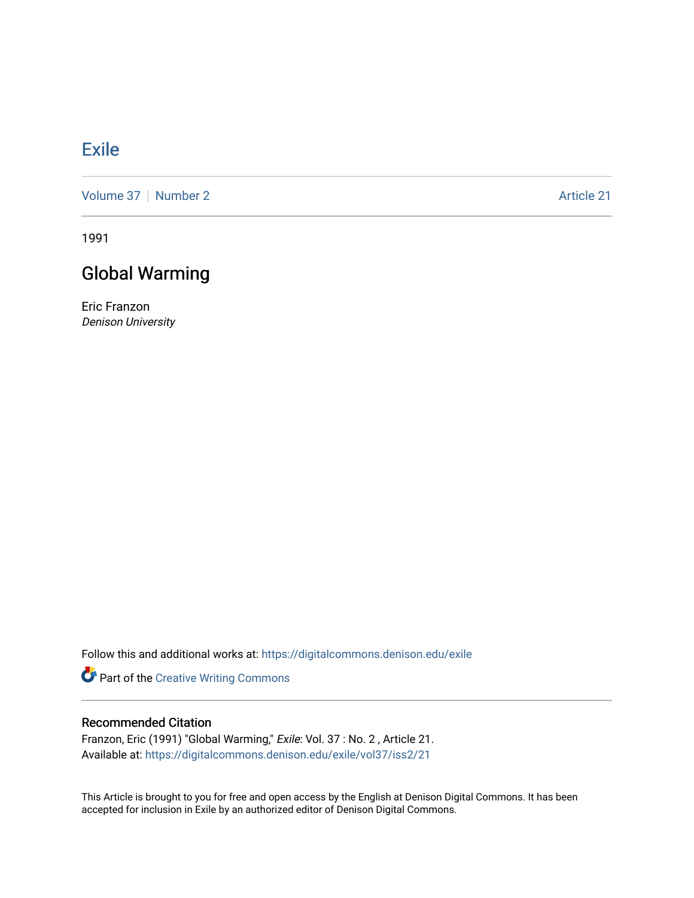# Exile

Volume 37 | Number 2 Article 21

1991

## Global Warming

Eric Franzon
*Denison University*

Follow this and additional works at: https://digitalcommons.denison.edu/exile

Part of the Creative Writing Commons

### Recommended Citation

Franzon, Eric (1991) "Global Warming," *Exile*: Vol. 37 : No. 2 , Article 21.
Available at: https://digitalcommons.denison.edu/exile/vol37/iss2/21

This Article is brought to you for free and open access by the English at Denison Digital Commons. It has been accepted for inclusion in Exile by an authorized editor of Denison Digital Commons.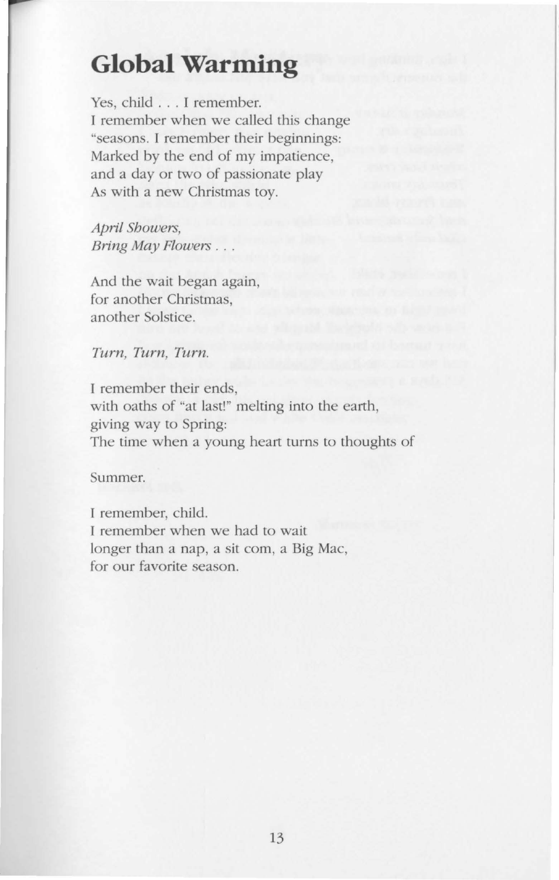# Global Warming

Yes, child . . . I remember.
I remember when we called this change
"seasons. I remember their beginnings:
Marked by the end of my impatience,
and a day or two of passionate play
As with a new Christmas toy.

*April Showers,*
*Bring May Flowers . . .*

And the wait began again,
for another Christmas,
another Solstice.

*Turn, Turn, Turn.*

I remember their ends,
with oaths of "at last!" melting into the earth,
giving way to Spring:
The time when a young heart turns to thoughts of

Summer.

I remember, child.
I remember when we had to wait
longer than a nap, a sit com, a Big Mac,
for our favorite season.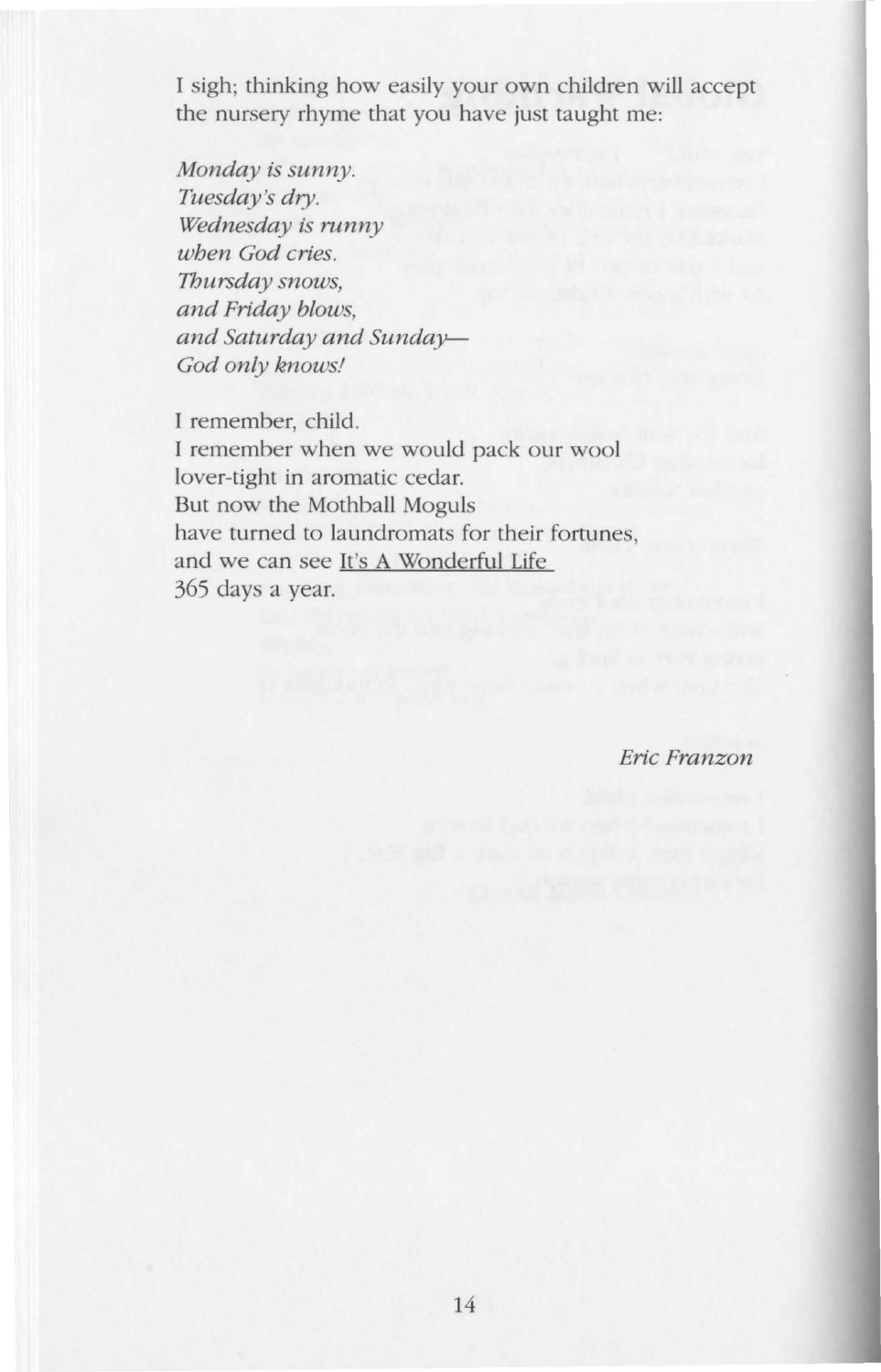I sigh; thinking how easily your own children will accept
the nursery rhyme that you have just taught me:

*Monday is sunny.*
*Tuesday's dry.*
*Wednesday is runny*
*when God cries.*
*Thursday snows,*
*and Friday blows,*
*and Saturday and Sunday—*
*God only knows!*

I remember, child.
I remember when we would pack our wool
lover-tight in aromatic cedar.
But now the Mothball Moguls
have turned to laundromats for their fortunes,
and we can see <u>It's A Wonderful Life</u>
365 days a year.

*Eric Franzon*